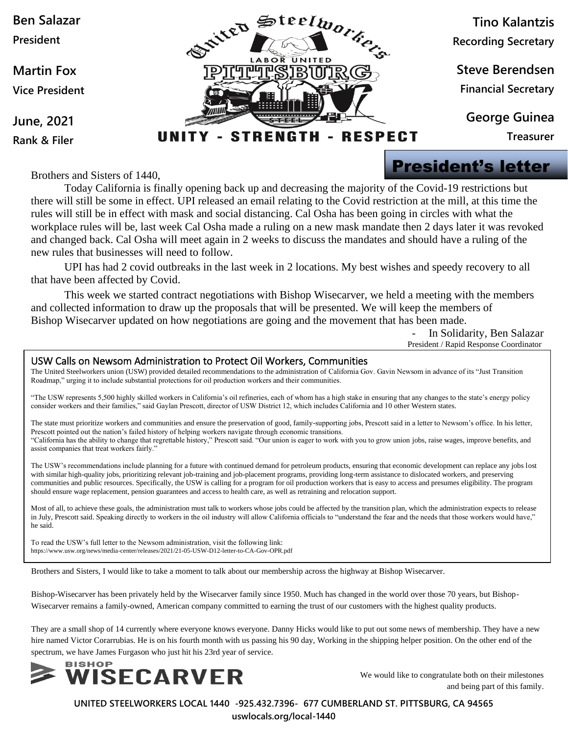**Ben Salazar**
President

**Martin Fox**
Vice President

**June, 2021**
Rank & Filer

United Steelworkers — LABOR UNITED — PITTSBURG — STEEL

**UNITY - STRENGTH - RESPECT**

**Tino Kalantzis**
Recording Secretary

**Steve Berendsen**
Financial Secretary

**George Guinea**
Treasurer

# President's letter

Brothers and Sisters of 1440,

Today California is finally opening back up and decreasing the majority of the Covid-19 restrictions but there will still be some in effect. UPI released an email relating to the Covid restriction at the mill, at this time the rules will still be in effect with mask and social distancing. Cal Osha has been going in circles with what the workplace rules will be, last week Cal Osha made a ruling on a new mask mandate then 2 days later it was revoked and changed back. Cal Osha will meet again in 2 weeks to discuss the mandates and should have a ruling of the new rules that businesses will need to follow.

UPI has had 2 covid outbreaks in the last week in 2 locations. My best wishes and speedy recovery to all that have been affected by Covid.

This week we started contract negotiations with Bishop Wisecarver, we held a meeting with the members and collected information to draw up the proposals that will be presented. We will keep the members of Bishop Wisecarver updated on how negotiations are going and the movement that has been made.

- In Solidarity, Ben Salazar
President / Rapid Response Coordinator

## USW Calls on Newsom Administration to Protect Oil Workers, Communities

The United Steelworkers union (USW) provided detailed recommendations to the administration of California Gov. Gavin Newsom in advance of its "Just Transition Roadmap," urging it to include substantial protections for oil production workers and their communities.

"The USW represents 5,500 highly skilled workers in California's oil refineries, each of whom has a high stake in ensuring that any changes to the state's energy policy consider workers and their families," said Gaylan Prescott, director of USW District 12, which includes California and 10 other Western states.

The state must prioritize workers and communities and ensure the preservation of good, family-supporting jobs, Prescott said in a letter to Newsom's office. In his letter, Prescott pointed out the nation's failed history of helping workers navigate through economic transitions.
"California has the ability to change that regrettable history," Prescott said. "Our union is eager to work with you to grow union jobs, raise wages, improve benefits, and assist companies that treat workers fairly."

The USW's recommendations include planning for a future with continued demand for petroleum products, ensuring that economic development can replace any jobs lost with similar high-quality jobs, prioritizing relevant job-training and job-placement programs, providing long-term assistance to dislocated workers, and preserving communities and public resources. Specifically, the USW is calling for a program for oil production workers that is easy to access and presumes eligibility. The program should ensure wage replacement, pension guarantees and access to health care, as well as retraining and relocation support.

Most of all, to achieve these goals, the administration must talk to workers whose jobs could be affected by the transition plan, which the administration expects to release in July, Prescott said. Speaking directly to workers in the oil industry will allow California officials to "understand the fear and the needs that those workers would have," he said.

To read the USW's full letter to the Newsom administration, visit the following link:
https://www.usw.org/news/media-center/releases/2021/21-05-USW-D12-letter-to-CA-Gov-OPR.pdf

Brothers and Sisters, I would like to take a moment to talk about our membership across the highway at Bishop Wisecarver.

Bishop-Wisecarver has been privately held by the Wisecarver family since 1950. Much has changed in the world over those 70 years, but Bishop-Wisecarver remains a family-owned, American company committed to earning the trust of our customers with the highest quality products.

They are a small shop of 14 currently where everyone knows everyone. Danny Hicks would like to put out some news of membership. They have a new hire named Victor Corarrubias. He is on his fourth month with us passing his 90 day, Working in the shipping helper position. On the other end of the spectrum, we have James Furgason who just hit his 23rd year of service.

BISHOP WISECARVER

We would like to congratulate both on their milestones and being part of this family.

**UNITED STEELWORKERS LOCAL 1440 -925.432.7396- 677 CUMBERLAND ST. PITTSBURG, CA 94565**
**uswlocals.org/local-1440**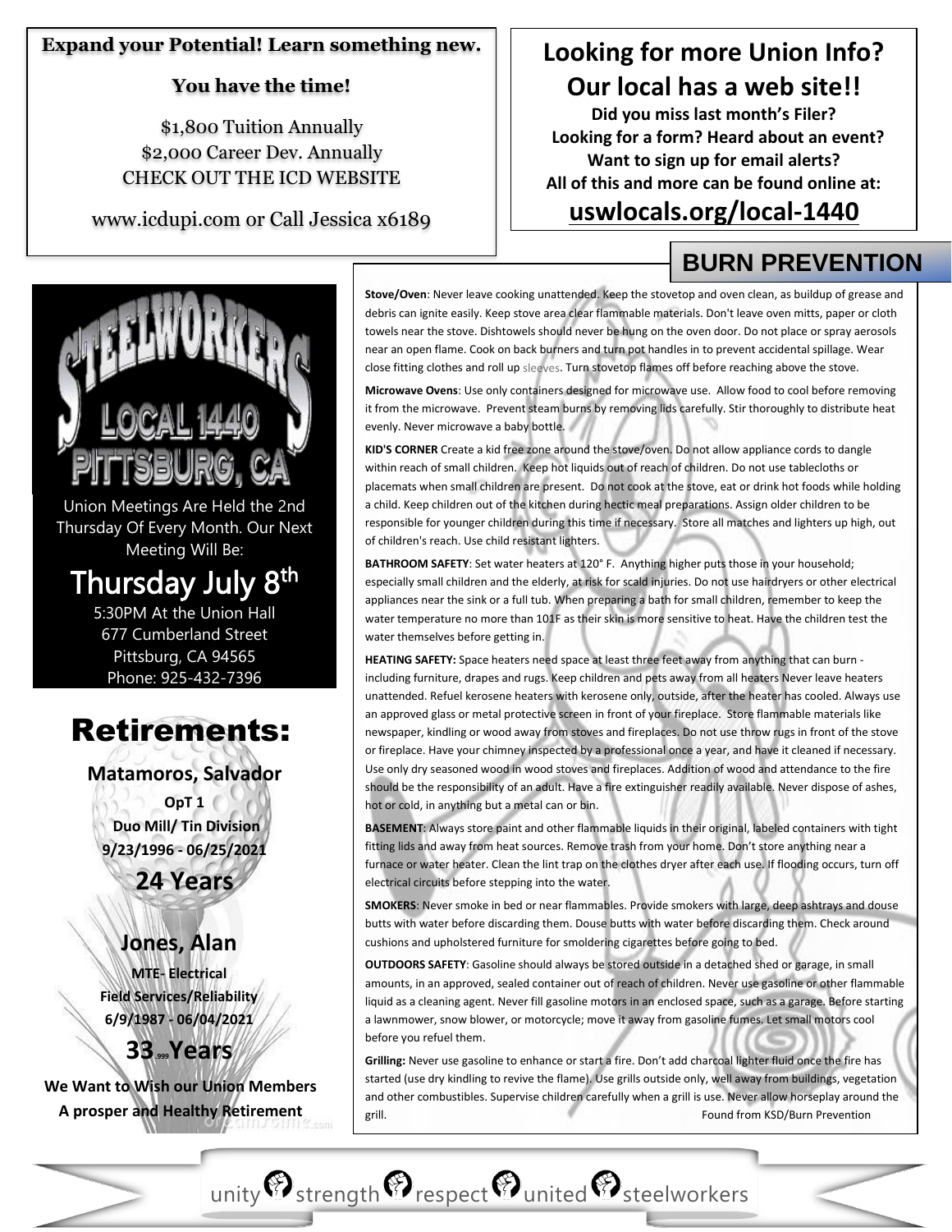**Expand your Potential! Learn something new.**

**You have the time!**

$1,800 Tuition Annually
$2,000 Career Dev. Annually
CHECK OUT THE ICD WEBSITE

www.icdupi.com or Call Jessica x6189

## Looking for more Union Info? Our local has a web site!!

**Did you miss last month's Filer?**
**Looking for a form? Heard about an event?**
**Want to sign up for email alerts?**
**All of this and more can be found online at:**

## uswlocals.org/local-1440

STEELWORKERS
LOCAL 1440
PITTSBURG, CA

Union Meetings Are Held the 2nd Thursday Of Every Month. Our Next Meeting Will Be:

## Thursday July 8th

5:30PM At the Union Hall
677 Cumberland Street
Pittsburg, CA 94565
Phone: 925-432-7396

# Retirements:

**Matamoros, Salvador**
**OpT 1**
**Duo Mill/ Tin Division**
**9/23/1996 - 06/25/2021**
**24 Years**

**Jones, Alan**
**MTE- Electrical**
**Field Services/Reliability**
**6/9/1987 - 06/04/2021**
**33.999 Years**

**We Want to Wish our Union Members A prosper and Healthy Retirement**

## BURN PREVENTION

**Stove/Oven**: Never leave cooking unattended. Keep the stovetop and oven clean, as buildup of grease and debris can ignite easily. Keep stove area clear flammable materials. Don't leave oven mitts, paper or cloth towels near the stove. Dishtowels should never be hung on the oven door. Do not place or spray aerosols near an open flame. Cook on back burners and turn pot handles in to prevent accidental spillage. Wear close fitting clothes and roll up sleeves. Turn stovetop flames off before reaching above the stove.

**Microwave Ovens**: Use only containers designed for microwave use. Allow food to cool before removing it from the microwave. Prevent steam burns by removing lids carefully. Stir thoroughly to distribute heat evenly. Never microwave a baby bottle.

**KID'S CORNER** Create a kid free zone around the stove/oven. Do not allow appliance cords to dangle within reach of small children. Keep hot liquids out of reach of children. Do not use tablecloths or placemats when small children are present. Do not cook at the stove, eat or drink hot foods while holding a child. Keep children out of the kitchen during hectic meal preparations. Assign older children to be responsible for younger children during this time if necessary. Store all matches and lighters up high, out of children's reach. Use child resistant lighters.

**BATHROOM SAFETY**: Set water heaters at 120° F. Anything higher puts those in your household; especially small children and the elderly, at risk for scald injuries. Do not use hairdryers or other electrical appliances near the sink or a full tub. When preparing a bath for small children, remember to keep the water temperature no more than 101F as their skin is more sensitive to heat. Have the children test the water themselves before getting in.

**HEATING SAFETY:** Space heaters need space at least three feet away from anything that can burn - including furniture, drapes and rugs. Keep children and pets away from all heaters Never leave heaters unattended. Refuel kerosene heaters with kerosene only, outside, after the heater has cooled. Always use an approved glass or metal protective screen in front of your fireplace. Store flammable materials like newspaper, kindling or wood away from stoves and fireplaces. Do not use throw rugs in front of the stove or fireplace. Have your chimney inspected by a professional once a year, and have it cleaned if necessary. Use only dry seasoned wood in wood stoves and fireplaces. Addition of wood and attendance to the fire should be the responsibility of an adult. Have a fire extinguisher readily available. Never dispose of ashes, hot or cold, in anything but a metal can or bin.

**BASEMENT**: Always store paint and other flammable liquids in their original, labeled containers with tight fitting lids and away from heat sources. Remove trash from your home. Don't store anything near a furnace or water heater. Clean the lint trap on the clothes dryer after each use. If flooding occurs, turn off electrical circuits before stepping into the water.

**SMOKERS**: Never smoke in bed or near flammables. Provide smokers with large, deep ashtrays and douse butts with water before discarding them. Douse butts with water before discarding them. Check around cushions and upholstered furniture for smoldering cigarettes before going to bed.

**OUTDOORS SAFETY**: Gasoline should always be stored outside in a detached shed or garage, in small amounts, in an approved, sealed container out of reach of children. Never use gasoline or other flammable liquid as a cleaning agent. Never fill gasoline motors in an enclosed space, such as a garage. Before starting a lawnmower, snow blower, or motorcycle; move it away from gasoline fumes. Let small motors cool before you refuel them.

**Grilling:** Never use gasoline to enhance or start a fire. Don't add charcoal lighter fluid once the fire has started (use dry kindling to revive the flame). Use grills outside only, well away from buildings, vegetation and other combustibles. Supervise children carefully when a grill is use. Never allow horseplay around the grill.

Found from KSD/Burn Prevention

unity strength respect united steelworkers